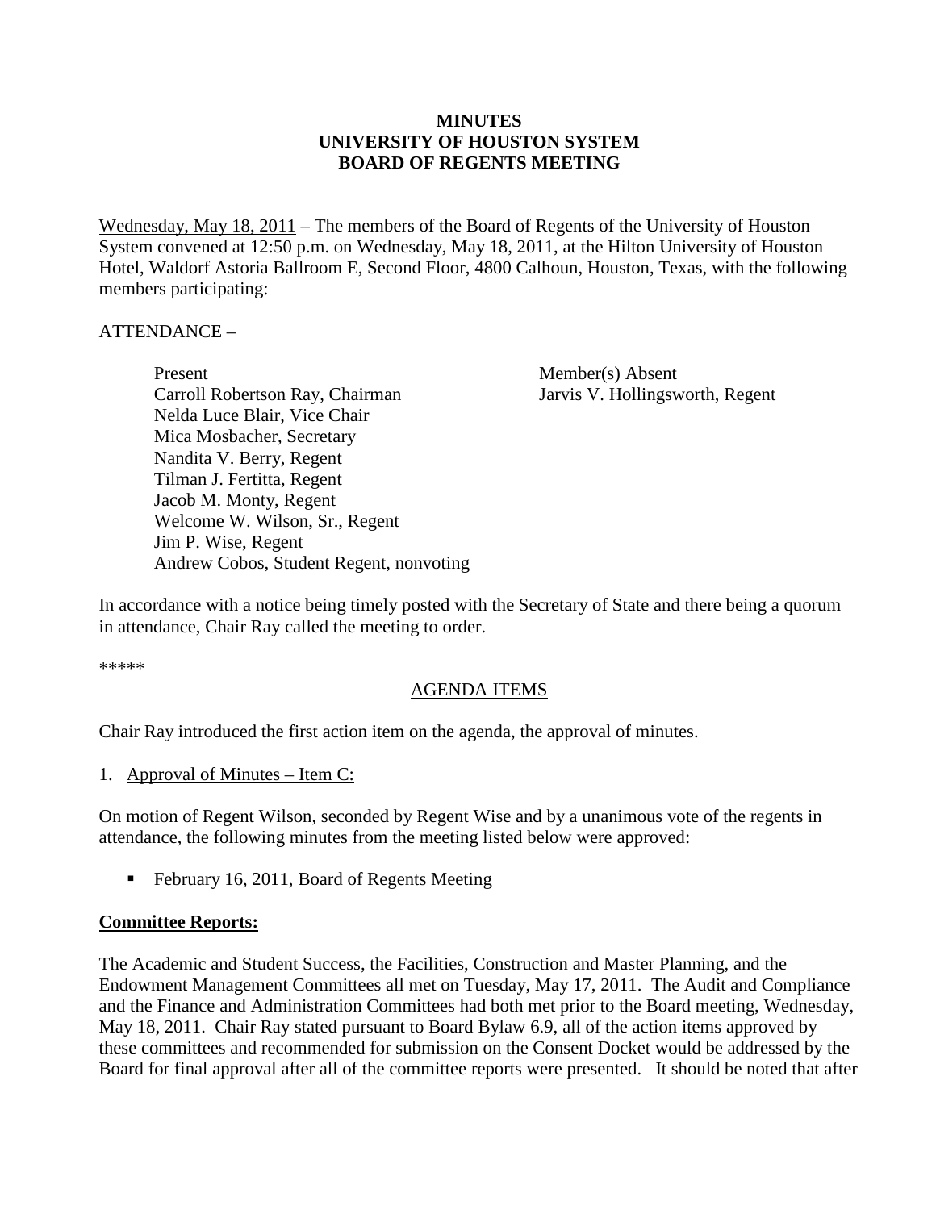# MINUTES
# UNIVERSITY OF HOUSTON SYSTEM
# BOARD OF REGENTS MEETING

Wednesday, May 18, 2011 – The members of the Board of Regents of the University of Houston System convened at 12:50 p.m. on Wednesday, May 18, 2011, at the Hilton University of Houston Hotel, Waldorf Astoria Ballroom E, Second Floor, 4800 Calhoun, Houston, Texas, with the following members participating:

ATTENDANCE –

| Present | Member(s) Absent |
|---|---|
| Carroll Robertson Ray, Chairman | Jarvis V. Hollingsworth, Regent |
| Nelda Luce Blair, Vice Chair | |
| Mica Mosbacher, Secretary | |
| Nandita V. Berry, Regent | |
| Tilman J. Fertitta, Regent | |
| Jacob M. Monty, Regent | |
| Welcome W. Wilson, Sr., Regent | |
| Jim P. Wise, Regent | |
| Andrew Cobos, Student Regent, nonvoting | |

In accordance with a notice being timely posted with the Secretary of State and there being a quorum in attendance, Chair Ray called the meeting to order.

*****

## AGENDA ITEMS

Chair Ray introduced the first action item on the agenda, the approval of minutes.

1. Approval of Minutes – Item C:

On motion of Regent Wilson, seconded by Regent Wise and by a unanimous vote of the regents in attendance, the following minutes from the meeting listed below were approved:

- February 16, 2011, Board of Regents Meeting

**Committee Reports:**

The Academic and Student Success, the Facilities, Construction and Master Planning, and the Endowment Management Committees all met on Tuesday, May 17, 2011. The Audit and Compliance and the Finance and Administration Committees had both met prior to the Board meeting, Wednesday, May 18, 2011. Chair Ray stated pursuant to Board Bylaw 6.9, all of the action items approved by these committees and recommended for submission on the Consent Docket would be addressed by the Board for final approval after all of the committee reports were presented. It should be noted that after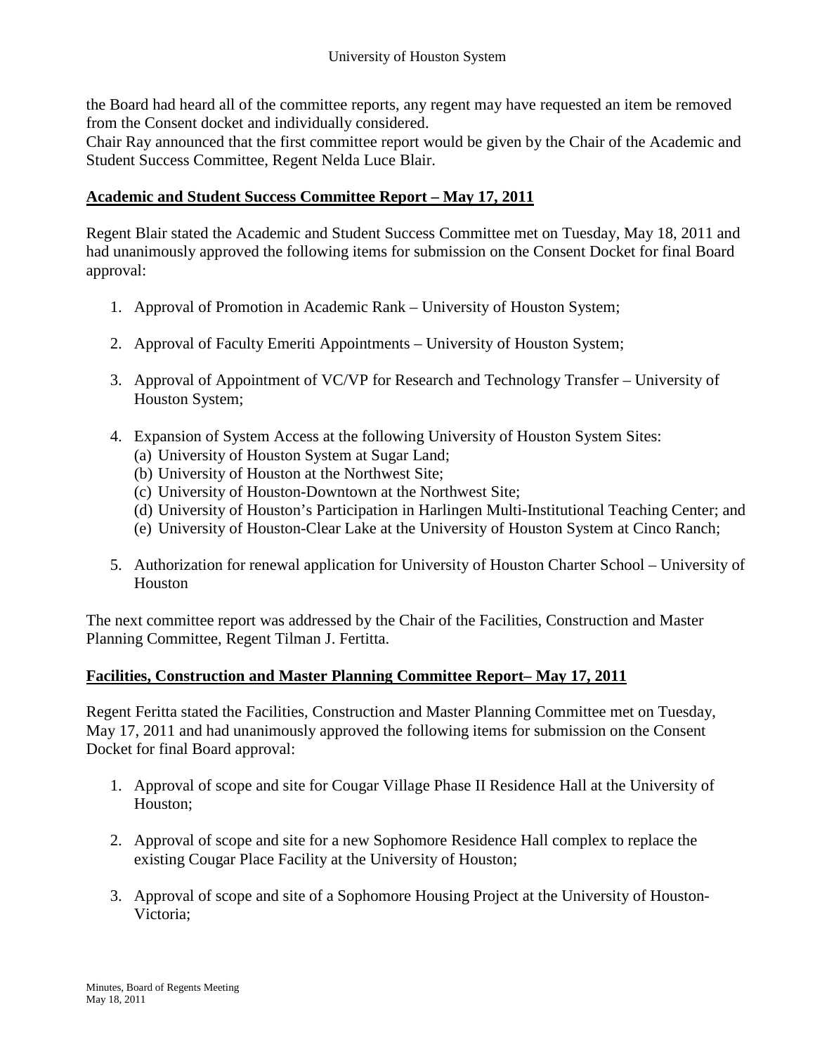the Board had heard all of the committee reports, any regent may have requested an item be removed from the Consent docket and individually considered.
Chair Ray announced that the first committee report would be given by the Chair of the Academic and Student Success Committee, Regent Nelda Luce Blair.

**<u>Academic and Student Success Committee Report – May 17, 2011</u>**

Regent Blair stated the Academic and Student Success Committee met on Tuesday, May 18, 2011 and had unanimously approved the following items for submission on the Consent Docket for final Board approval:

1. Approval of Promotion in Academic Rank – University of Houston System;

2. Approval of Faculty Emeriti Appointments – University of Houston System;

3. Approval of Appointment of VC/VP for Research and Technology Transfer – University of Houston System;

4. Expansion of System Access at the following University of Houston System Sites:
   (a) University of Houston System at Sugar Land;
   (b) University of Houston at the Northwest Site;
   (c) University of Houston-Downtown at the Northwest Site;
   (d) University of Houston's Participation in Harlingen Multi-Institutional Teaching Center; and
   (e) University of Houston-Clear Lake at the University of Houston System at Cinco Ranch;

5. Authorization for renewal application for University of Houston Charter School – University of Houston

The next committee report was addressed by the Chair of the Facilities, Construction and Master Planning Committee, Regent Tilman J. Fertitta.

**<u>Facilities, Construction and Master Planning Committee Report– May 17, 2011</u>**

Regent Feritta stated the Facilities, Construction and Master Planning Committee met on Tuesday, May 17, 2011 and had unanimously approved the following items for submission on the Consent Docket for final Board approval:

1. Approval of scope and site for Cougar Village Phase II Residence Hall at the University of Houston;

2. Approval of scope and site for a new Sophomore Residence Hall complex to replace the existing Cougar Place Facility at the University of Houston;

3. Approval of scope and site of a Sophomore Housing Project at the University of Houston-Victoria;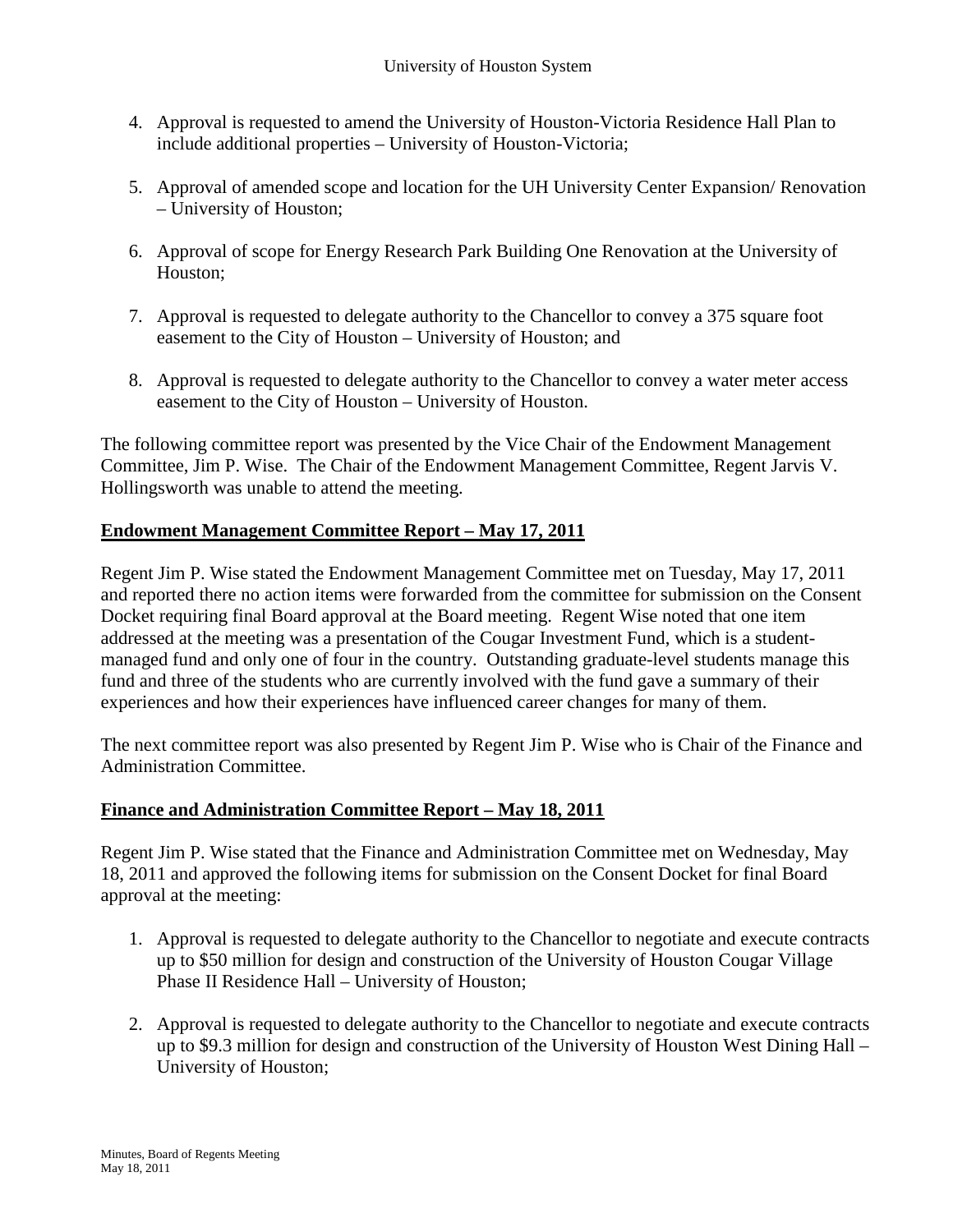4. Approval is requested to amend the University of Houston-Victoria Residence Hall Plan to include additional properties – University of Houston-Victoria;

5. Approval of amended scope and location for the UH University Center Expansion/ Renovation – University of Houston;

6. Approval of scope for Energy Research Park Building One Renovation at the University of Houston;

7. Approval is requested to delegate authority to the Chancellor to convey a 375 square foot easement to the City of Houston – University of Houston; and

8. Approval is requested to delegate authority to the Chancellor to convey a water meter access easement to the City of Houston – University of Houston.

The following committee report was presented by the Vice Chair of the Endowment Management Committee, Jim P. Wise. The Chair of the Endowment Management Committee, Regent Jarvis V. Hollingsworth was unable to attend the meeting.

**Endowment Management Committee Report – May 17, 2011**

Regent Jim P. Wise stated the Endowment Management Committee met on Tuesday, May 17, 2011 and reported there no action items were forwarded from the committee for submission on the Consent Docket requiring final Board approval at the Board meeting. Regent Wise noted that one item addressed at the meeting was a presentation of the Cougar Investment Fund, which is a student-managed fund and only one of four in the country. Outstanding graduate-level students manage this fund and three of the students who are currently involved with the fund gave a summary of their experiences and how their experiences have influenced career changes for many of them.

The next committee report was also presented by Regent Jim P. Wise who is Chair of the Finance and Administration Committee.

**Finance and Administration Committee Report – May 18, 2011**

Regent Jim P. Wise stated that the Finance and Administration Committee met on Wednesday, May 18, 2011 and approved the following items for submission on the Consent Docket for final Board approval at the meeting:

1. Approval is requested to delegate authority to the Chancellor to negotiate and execute contracts up to $50 million for design and construction of the University of Houston Cougar Village Phase II Residence Hall – University of Houston;

2. Approval is requested to delegate authority to the Chancellor to negotiate and execute contracts up to $9.3 million for design and construction of the University of Houston West Dining Hall – University of Houston;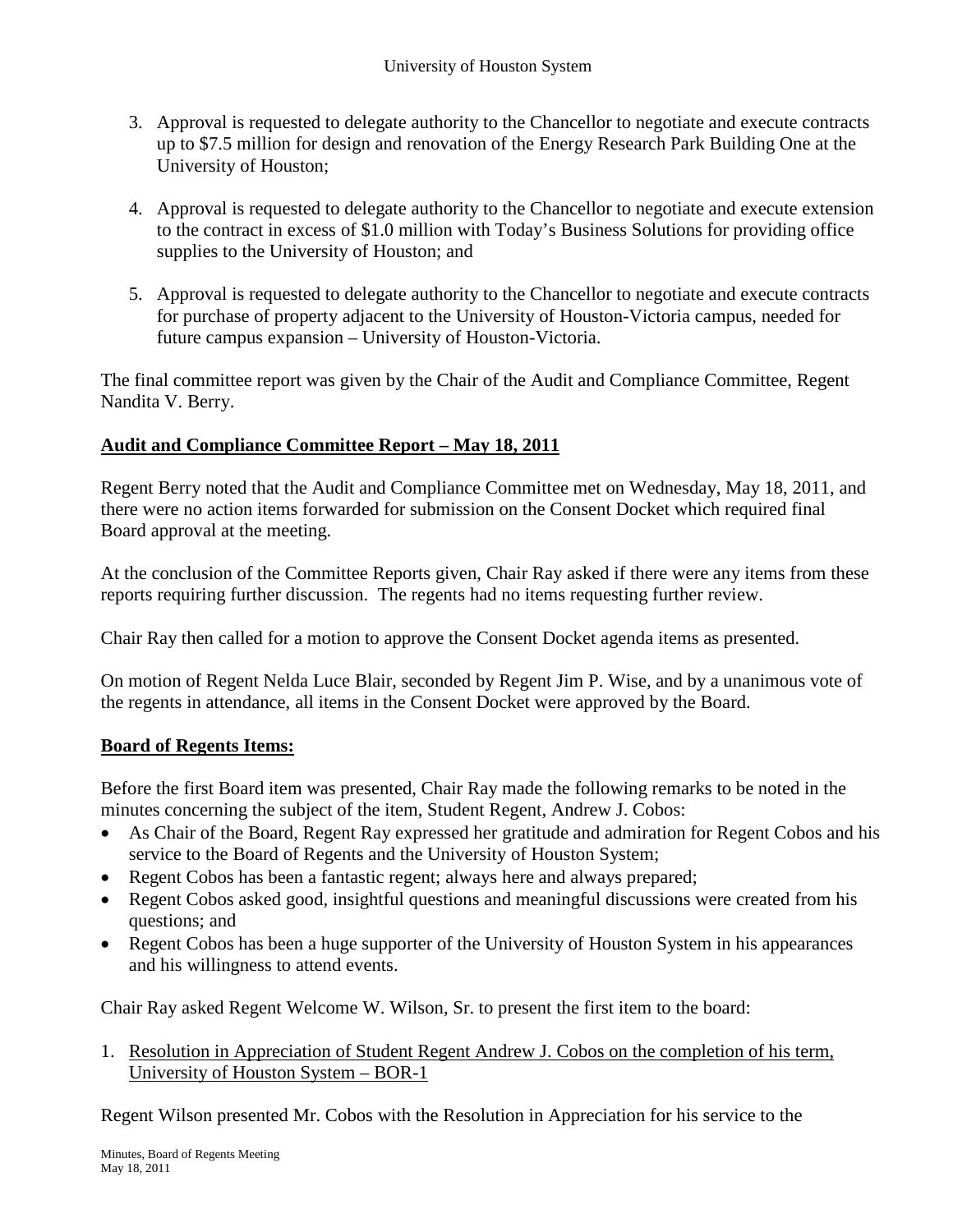3. Approval is requested to delegate authority to the Chancellor to negotiate and execute contracts up to $7.5 million for design and renovation of the Energy Research Park Building One at the University of Houston;

4. Approval is requested to delegate authority to the Chancellor to negotiate and execute extension to the contract in excess of $1.0 million with Today's Business Solutions for providing office supplies to the University of Houston; and

5. Approval is requested to delegate authority to the Chancellor to negotiate and execute contracts for purchase of property adjacent to the University of Houston-Victoria campus, needed for future campus expansion – University of Houston-Victoria.

The final committee report was given by the Chair of the Audit and Compliance Committee, Regent Nandita V. Berry.

**Audit and Compliance Committee Report – May 18, 2011**

Regent Berry noted that the Audit and Compliance Committee met on Wednesday, May 18, 2011, and there were no action items forwarded for submission on the Consent Docket which required final Board approval at the meeting.

At the conclusion of the Committee Reports given, Chair Ray asked if there were any items from these reports requiring further discussion. The regents had no items requesting further review.

Chair Ray then called for a motion to approve the Consent Docket agenda items as presented.

On motion of Regent Nelda Luce Blair, seconded by Regent Jim P. Wise, and by a unanimous vote of the regents in attendance, all items in the Consent Docket were approved by the Board.

**Board of Regents Items:**

Before the first Board item was presented, Chair Ray made the following remarks to be noted in the minutes concerning the subject of the item, Student Regent, Andrew J. Cobos:

- As Chair of the Board, Regent Ray expressed her gratitude and admiration for Regent Cobos and his service to the Board of Regents and the University of Houston System;
- Regent Cobos has been a fantastic regent; always here and always prepared;
- Regent Cobos asked good, insightful questions and meaningful discussions were created from his questions; and
- Regent Cobos has been a huge supporter of the University of Houston System in his appearances and his willingness to attend events.

Chair Ray asked Regent Welcome W. Wilson, Sr. to present the first item to the board:

1. Resolution in Appreciation of Student Regent Andrew J. Cobos on the completion of his term, University of Houston System – BOR-1

Regent Wilson presented Mr. Cobos with the Resolution in Appreciation for his service to the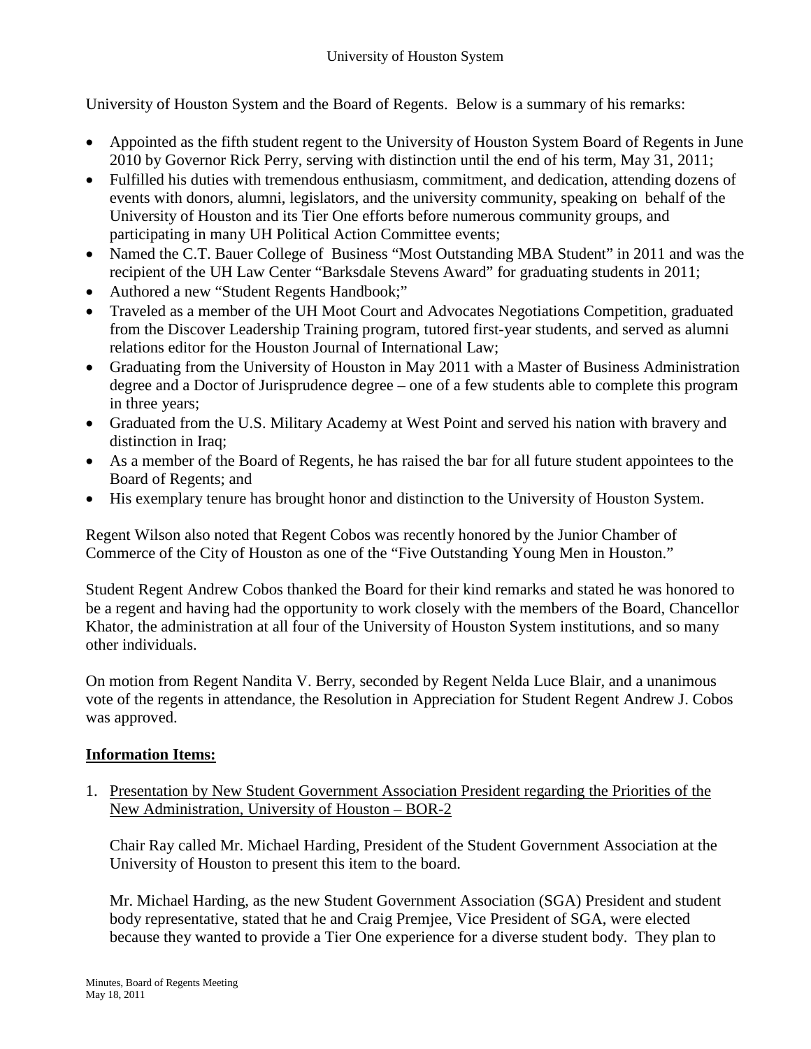University of Houston System and the Board of Regents. Below is a summary of his remarks:

- Appointed as the fifth student regent to the University of Houston System Board of Regents in June 2010 by Governor Rick Perry, serving with distinction until the end of his term, May 31, 2011;
- Fulfilled his duties with tremendous enthusiasm, commitment, and dedication, attending dozens of events with donors, alumni, legislators, and the university community, speaking on behalf of the University of Houston and its Tier One efforts before numerous community groups, and participating in many UH Political Action Committee events;
- Named the C.T. Bauer College of Business "Most Outstanding MBA Student" in 2011 and was the recipient of the UH Law Center "Barksdale Stevens Award" for graduating students in 2011;
- Authored a new "Student Regents Handbook;"
- Traveled as a member of the UH Moot Court and Advocates Negotiations Competition, graduated from the Discover Leadership Training program, tutored first-year students, and served as alumni relations editor for the Houston Journal of International Law;
- Graduating from the University of Houston in May 2011 with a Master of Business Administration degree and a Doctor of Jurisprudence degree – one of a few students able to complete this program in three years;
- Graduated from the U.S. Military Academy at West Point and served his nation with bravery and distinction in Iraq;
- As a member of the Board of Regents, he has raised the bar for all future student appointees to the Board of Regents; and
- His exemplary tenure has brought honor and distinction to the University of Houston System.

Regent Wilson also noted that Regent Cobos was recently honored by the Junior Chamber of Commerce of the City of Houston as one of the "Five Outstanding Young Men in Houston."

Student Regent Andrew Cobos thanked the Board for their kind remarks and stated he was honored to be a regent and having had the opportunity to work closely with the members of the Board, Chancellor Khator, the administration at all four of the University of Houston System institutions, and so many other individuals.

On motion from Regent Nandita V. Berry, seconded by Regent Nelda Luce Blair, and a unanimous vote of the regents in attendance, the Resolution in Appreciation for Student Regent Andrew J. Cobos was approved.

## Information Items:

1. Presentation by New Student Government Association President regarding the Priorities of the New Administration, University of Houston – BOR-2

   Chair Ray called Mr. Michael Harding, President of the Student Government Association at the University of Houston to present this item to the board.

   Mr. Michael Harding, as the new Student Government Association (SGA) President and student body representative, stated that he and Craig Premjee, Vice President of SGA, were elected because they wanted to provide a Tier One experience for a diverse student body. They plan to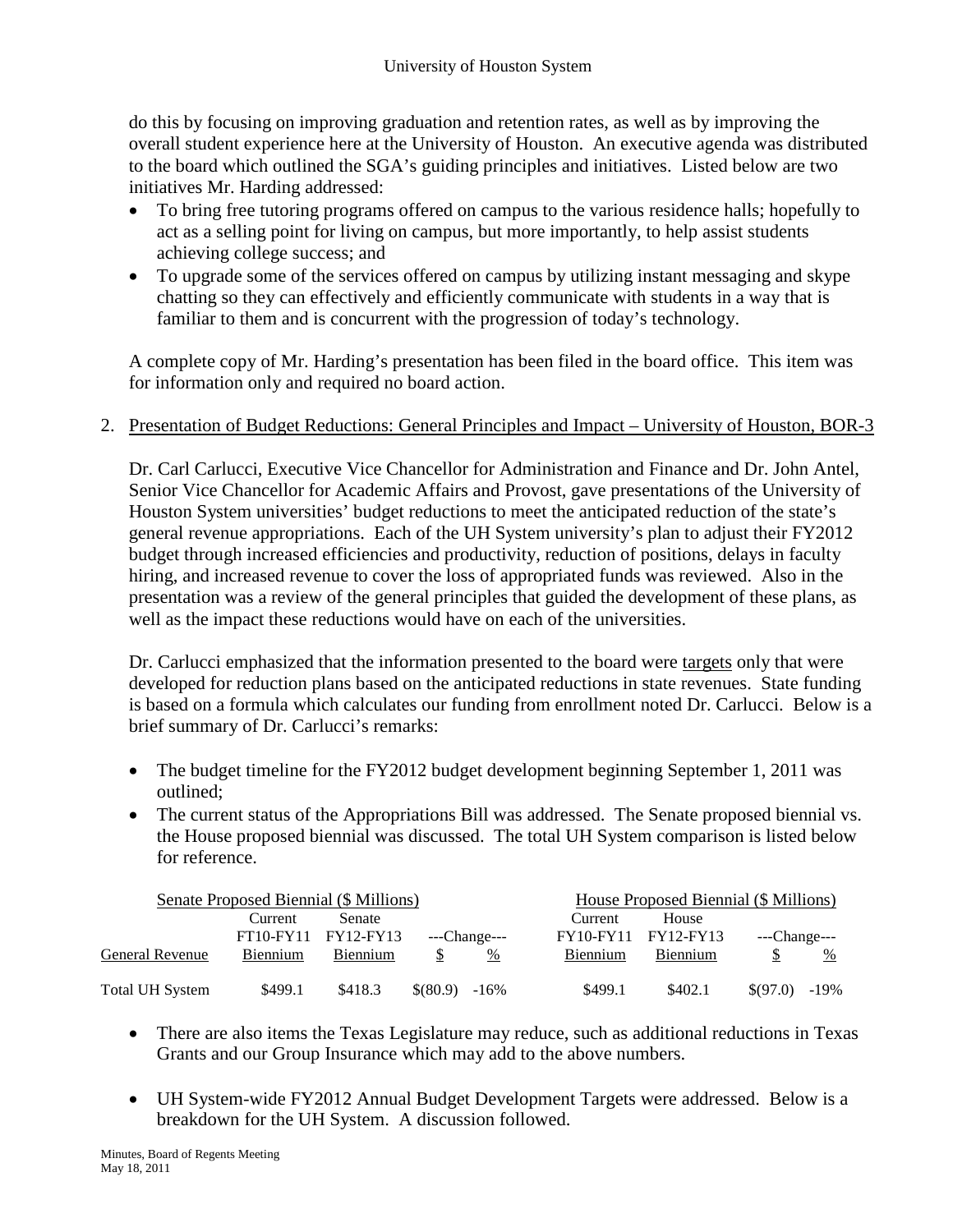do this by focusing on improving graduation and retention rates, as well as by improving the overall student experience here at the University of Houston. An executive agenda was distributed to the board which outlined the SGA's guiding principles and initiatives. Listed below are two initiatives Mr. Harding addressed:

- To bring free tutoring programs offered on campus to the various residence halls; hopefully to act as a selling point for living on campus, but more importantly, to help assist students achieving college success; and
- To upgrade some of the services offered on campus by utilizing instant messaging and skype chatting so they can effectively and efficiently communicate with students in a way that is familiar to them and is concurrent with the progression of today's technology.

A complete copy of Mr. Harding's presentation has been filed in the board office. This item was for information only and required no board action.

2. Presentation of Budget Reductions: General Principles and Impact – University of Houston, BOR-3

Dr. Carl Carlucci, Executive Vice Chancellor for Administration and Finance and Dr. John Antel, Senior Vice Chancellor for Academic Affairs and Provost, gave presentations of the University of Houston System universities' budget reductions to meet the anticipated reduction of the state's general revenue appropriations. Each of the UH System university's plan to adjust their FY2012 budget through increased efficiencies and productivity, reduction of positions, delays in faculty hiring, and increased revenue to cover the loss of appropriated funds was reviewed. Also in the presentation was a review of the general principles that guided the development of these plans, as well as the impact these reductions would have on each of the universities.

Dr. Carlucci emphasized that the information presented to the board were targets only that were developed for reduction plans based on the anticipated reductions in state revenues. State funding is based on a formula which calculates our funding from enrollment noted Dr. Carlucci. Below is a brief summary of Dr. Carlucci's remarks:

- The budget timeline for the FY2012 budget development beginning September 1, 2011 was outlined;
- The current status of the Appropriations Bill was addressed. The Senate proposed biennial vs. the House proposed biennial was discussed. The total UH System comparison is listed below for reference.

| | Senate Proposed Biennial ($ Millions) | | | | House Proposed Biennial ($ Millions) | | | |
|---|---|---|---|---|---|---|---|---|
| | Current | Senate | ---Change--- | | Current | House | ---Change--- | |
| General Revenue | FT10-FY11 Biennium | FY12-FY13 Biennium | $ | % | FY10-FY11 Biennium | FY12-FY13 Biennium | $ | % |
| Total UH System | $499.1 | $418.3 | $(80.9) | -16% | $499.1 | $402.1 | $(97.0) | -19% |

- There are also items the Texas Legislature may reduce, such as additional reductions in Texas Grants and our Group Insurance which may add to the above numbers.

- UH System-wide FY2012 Annual Budget Development Targets were addressed. Below is a breakdown for the UH System. A discussion followed.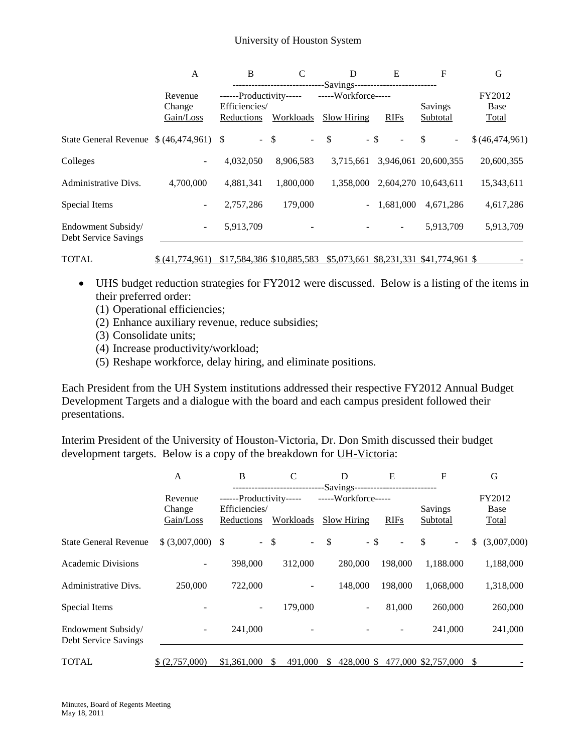University of Houston System

| | A | B | C | D | E | F | G |
|---|---|---|---|---|---|---|---|
| | | ------------------------------Savings------------------------- | | | | | |
| | Revenue Change Gain/Loss | ------Productivity----- Efficiencies/ Reductions | Workloads | -----Workforce----- Slow Hiring | RIFs | Savings Subtotal | FY2012 Base Total |
| State General Revenue | $ (46,474,961) | $ - | $ - | $ - | $ - | $ - | $ (46,474,961) |
| Colleges | - | 4,032,050 | 8,906,583 | 3,715,661 | 3,946,061 | 20,600,355 | 20,600,355 |
| Administrative Divs. | 4,700,000 | 4,881,341 | 1,800,000 | 1,358,000 | 2,604,270 | 10,643,611 | 15,343,611 |
| Special Items | - | 2,757,286 | 179,000 | - | 1,681,000 | 4,671,286 | 4,617,286 |
| Endowment Subsidy/ Debt Service Savings | - | 5,913,709 | - | - | - | 5,913,709 | 5,913,709 |
| TOTAL | $ (41,774,961) | $17,584,386 | $10,885,583 | $5,073,661 | $8,231,331 | $41,774,961 | $ - |

- UHS budget reduction strategies for FY2012 were discussed. Below is a listing of the items in their preferred order:
  (1) Operational efficiencies;
  (2) Enhance auxiliary revenue, reduce subsidies;
  (3) Consolidate units;
  (4) Increase productivity/workload;
  (5) Reshape workforce, delay hiring, and eliminate positions.

Each President from the UH System institutions addressed their respective FY2012 Annual Budget Development Targets and a dialogue with the board and each campus president followed their presentations.

Interim President of the University of Houston-Victoria, Dr. Don Smith discussed their budget development targets. Below is a copy of the breakdown for UH-Victoria:

| | A | B | C | D | E | F | G |
|---|---|---|---|---|---|---|---|
| | | ------------------------------Savings------------------------- | | | | | |
| | Revenue Change Gain/Loss | ------Productivity----- Efficiencies/ Reductions | Workloads | -----Workforce----- Slow Hiring | RIFs | Savings Subtotal | FY2012 Base Total |
| State General Revenue | $ (3,007,000) | $ - | $ - | $ - | $ - | $ - | $ (3,007,000) |
| Academic Divisions | - | 398,000 | 312,000 | 280,000 | 198,000 | 1,188.000 | 1,188,000 |
| Administrative Divs. | 250,000 | 722,000 | - | 148,000 | 198,000 | 1,068,000 | 1,318,000 |
| Special Items | - | - | 179,000 | - | 81,000 | 260,000 | 260,000 |
| Endowment Subsidy/ Debt Service Savings | - | 241,000 | - | - | - | 241,000 | 241,000 |
| TOTAL | $ (2,757,000) | $1,361,000 | $ 491,000 | $ 428,000 | $ 477,000 | $2,757,000 | $ - |

Minutes, Board of Regents Meeting
May 18, 2011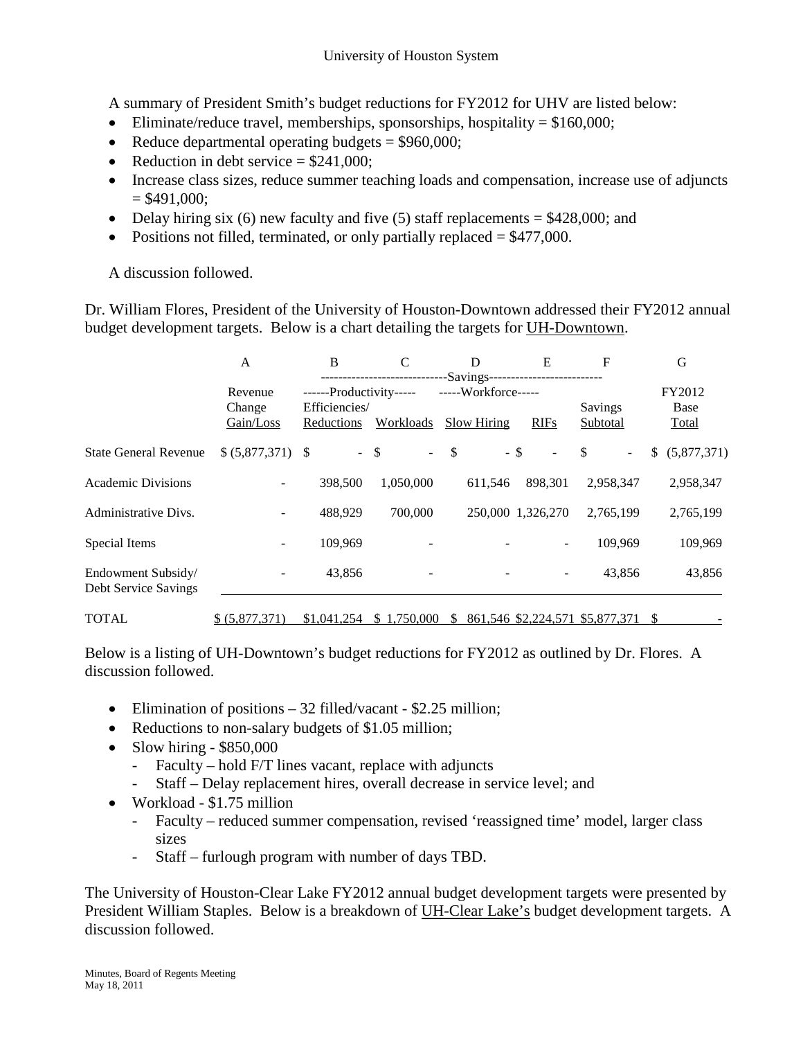A summary of President Smith's budget reductions for FY2012 for UHV are listed below:

- Eliminate/reduce travel, memberships, sponsorships, hospitality = $160,000;
- Reduce departmental operating budgets = $960,000;
- Reduction in debt service = $241,000;
- Increase class sizes, reduce summer teaching loads and compensation, increase use of adjuncts = $491,000;
- Delay hiring six (6) new faculty and five (5) staff replacements = $428,000; and
- Positions not filled, terminated, or only partially replaced = $477,000.

A discussion followed.

Dr. William Flores, President of the University of Houston-Downtown addressed their FY2012 annual budget development targets. Below is a chart detailing the targets for UH-Downtown.

| | A | B | C | D | E | F | G |
|---|---|---|---|---|---|---|---|
| | | Savings | | | | | |
| | | Productivity | | Workforce | | | |
| | Revenue Change Gain/Loss | Efficiencies/ Reductions | Workloads | Slow Hiring | RIFs | Savings Subtotal | FY2012 Base Total |
| State General Revenue | $ (5,877,371) | $ - | $ - | $ - | $ - | $ - | $ (5,877,371) |
| Academic Divisions | - | 398,500 | 1,050,000 | 611,546 | 898,301 | 2,958,347 | 2,958,347 |
| Administrative Divs. | - | 488,929 | 700,000 | 250,000 | 1,326,270 | 2,765,199 | 2,765,199 |
| Special Items | - | 109,969 | - | - | - | 109,969 | 109,969 |
| Endowment Subsidy/ Debt Service Savings | - | 43,856 | - | - | - | 43,856 | 43,856 |
| TOTAL | $ (5,877,371) | $1,041,254 | $ 1,750,000 | $ 861,546 | $2,224,571 | $5,877,371 | $ - |

Below is a listing of UH-Downtown's budget reductions for FY2012 as outlined by Dr. Flores. A discussion followed.

- Elimination of positions – 32 filled/vacant - $2.25 million;
- Reductions to non-salary budgets of $1.05 million;
- Slow hiring - $850,000
  - Faculty – hold F/T lines vacant, replace with adjuncts
  - Staff – Delay replacement hires, overall decrease in service level; and
- Workload - $1.75 million
  - Faculty – reduced summer compensation, revised 'reassigned time' model, larger class sizes
  - Staff – furlough program with number of days TBD.

The University of Houston-Clear Lake FY2012 annual budget development targets were presented by President William Staples. Below is a breakdown of UH-Clear Lake's budget development targets. A discussion followed.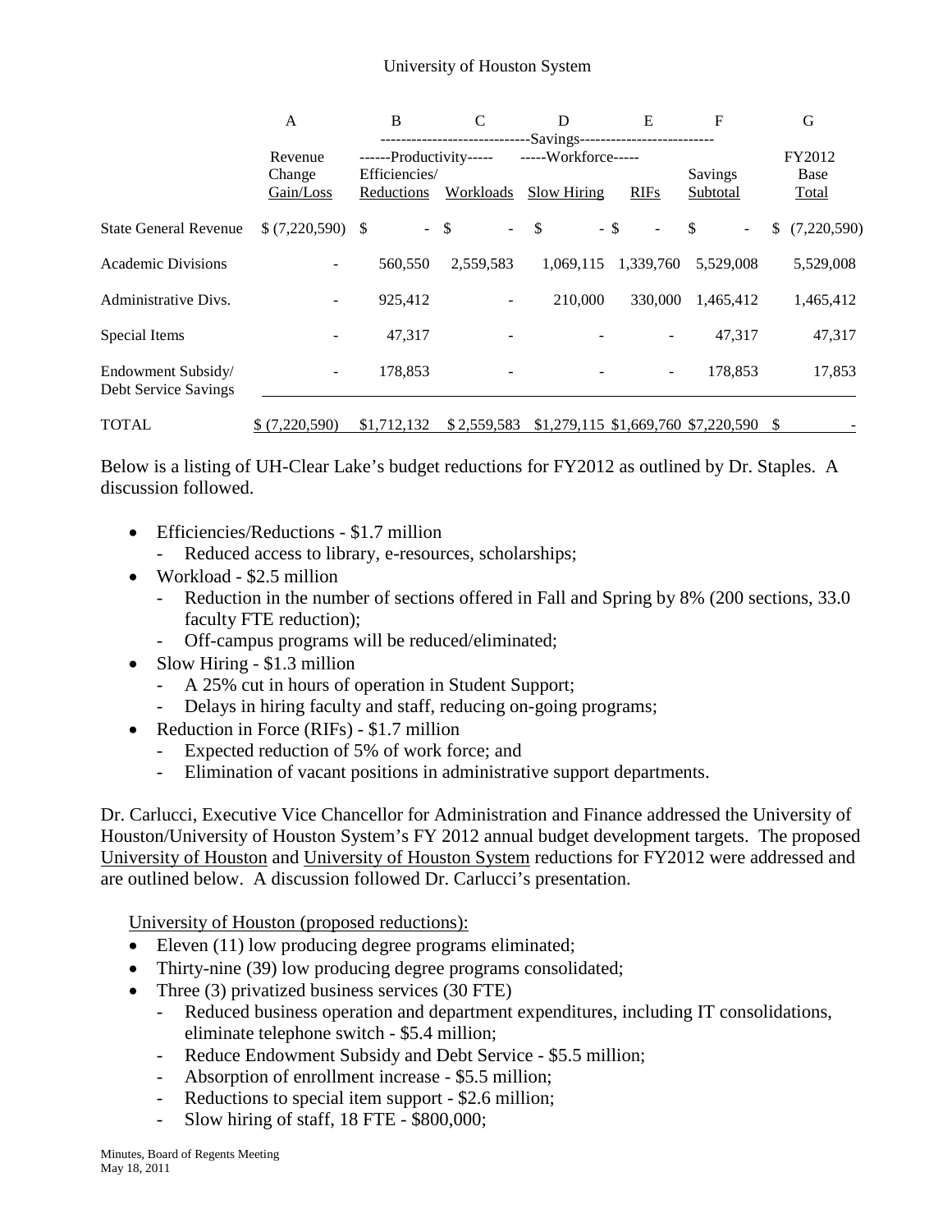University of Houston System

| | A | B | C | D | E | F | G |
|---|---|---|---|---|---|---|---|
| | | ---Savings--- | | | | | |
| | Revenue Change Gain/Loss | ---Productivity--- Efficiencies/ Reductions | Workloads | ---Workforce--- Slow Hiring | RIFs | Savings Subtotal | FY2012 Base Total |
| State General Revenue | $ (7,220,590) | $ - | $ - | $ - | $ - | $ - | $ (7,220,590) |
| Academic Divisions | - | 560,550 | 2,559,583 | 1,069,115 | 1,339,760 | 5,529,008 | 5,529,008 |
| Administrative Divs. | - | 925,412 | - | 210,000 | 330,000 | 1,465,412 | 1,465,412 |
| Special Items | - | 47,317 | - | - | - | 47,317 | 47,317 |
| Endowment Subsidy/ Debt Service Savings | - | 178,853 | - | - | - | 178,853 | 17,853 |
| TOTAL | $ (7,220,590) | $1,712,132 | $ 2,559,583 | $1,279,115 | $1,669,760 | $7,220,590 | $ - |

Below is a listing of UH-Clear Lake's budget reductions for FY2012 as outlined by Dr. Staples. A discussion followed.

- Efficiencies/Reductions - $1.7 million
  - Reduced access to library, e-resources, scholarships;
- Workload - $2.5 million
  - Reduction in the number of sections offered in Fall and Spring by 8% (200 sections, 33.0 faculty FTE reduction);
  - Off-campus programs will be reduced/eliminated;
- Slow Hiring - $1.3 million
  - A 25% cut in hours of operation in Student Support;
  - Delays in hiring faculty and staff, reducing on-going programs;
- Reduction in Force (RIFs) - $1.7 million
  - Expected reduction of 5% of work force; and
  - Elimination of vacant positions in administrative support departments.

Dr. Carlucci, Executive Vice Chancellor for Administration and Finance addressed the University of Houston/University of Houston System's FY 2012 annual budget development targets. The proposed University of Houston and University of Houston System reductions for FY2012 were addressed and are outlined below. A discussion followed Dr. Carlucci's presentation.

University of Houston (proposed reductions):

- Eleven (11) low producing degree programs eliminated;
- Thirty-nine (39) low producing degree programs consolidated;
- Three (3) privatized business services (30 FTE)
  - Reduced business operation and department expenditures, including IT consolidations, eliminate telephone switch - $5.4 million;
  - Reduce Endowment Subsidy and Debt Service - $5.5 million;
  - Absorption of enrollment increase - $5.5 million;
  - Reductions to special item support - $2.6 million;
  - Slow hiring of staff, 18 FTE - $800,000;

Minutes, Board of Regents Meeting
May 18, 2011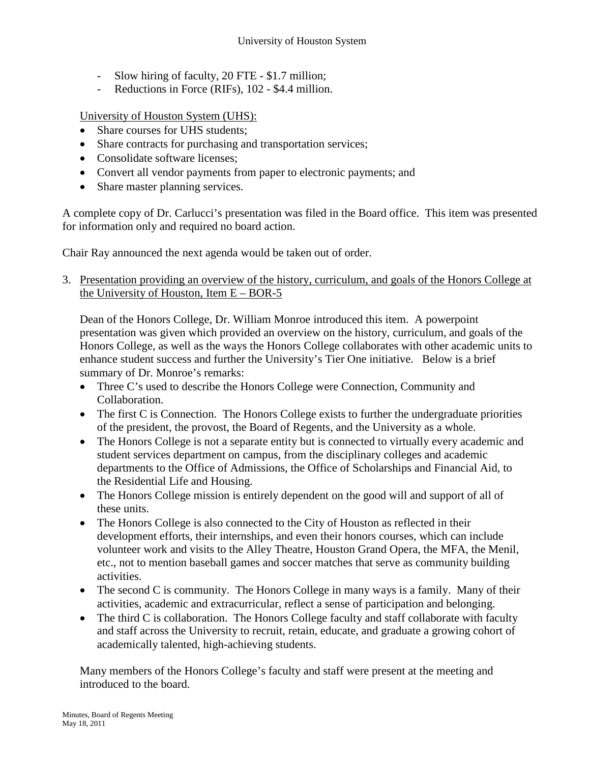- Slow hiring of faculty, 20 FTE - $1.7 million;
- Reductions in Force (RIFs), 102 - $4.4 million.

University of Houston System (UHS):

- Share courses for UHS students;
- Share contracts for purchasing and transportation services;
- Consolidate software licenses;
- Convert all vendor payments from paper to electronic payments; and
- Share master planning services.

A complete copy of Dr. Carlucci's presentation was filed in the Board office. This item was presented for information only and required no board action.

Chair Ray announced the next agenda would be taken out of order.

3. Presentation providing an overview of the history, curriculum, and goals of the Honors College at the University of Houston, Item E – BOR-5

   Dean of the Honors College, Dr. William Monroe introduced this item. A powerpoint presentation was given which provided an overview on the history, curriculum, and goals of the Honors College, as well as the ways the Honors College collaborates with other academic units to enhance student success and further the University's Tier One initiative. Below is a brief summary of Dr. Monroe's remarks:

   - Three C's used to describe the Honors College were Connection, Community and Collaboration.
   - The first C is Connection. The Honors College exists to further the undergraduate priorities of the president, the provost, the Board of Regents, and the University as a whole.
   - The Honors College is not a separate entity but is connected to virtually every academic and student services department on campus, from the disciplinary colleges and academic departments to the Office of Admissions, the Office of Scholarships and Financial Aid, to the Residential Life and Housing.
   - The Honors College mission is entirely dependent on the good will and support of all of these units.
   - The Honors College is also connected to the City of Houston as reflected in their development efforts, their internships, and even their honors courses, which can include volunteer work and visits to the Alley Theatre, Houston Grand Opera, the MFA, the Menil, etc., not to mention baseball games and soccer matches that serve as community building activities.
   - The second C is community. The Honors College in many ways is a family. Many of their activities, academic and extracurricular, reflect a sense of participation and belonging.
   - The third C is collaboration. The Honors College faculty and staff collaborate with faculty and staff across the University to recruit, retain, educate, and graduate a growing cohort of academically talented, high-achieving students.

   Many members of the Honors College's faculty and staff were present at the meeting and introduced to the board.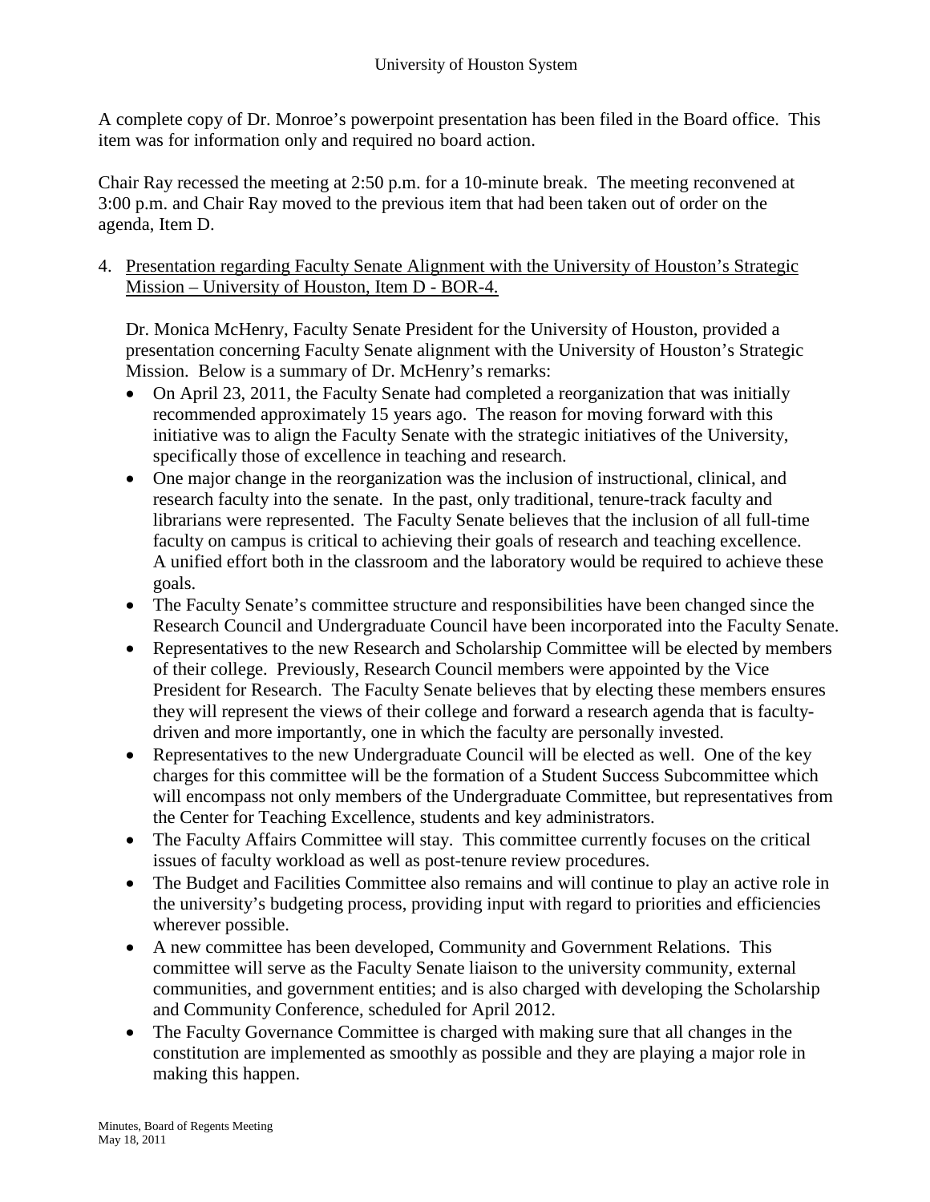A complete copy of Dr. Monroe's powerpoint presentation has been filed in the Board office. This item was for information only and required no board action.

Chair Ray recessed the meeting at 2:50 p.m. for a 10-minute break. The meeting reconvened at 3:00 p.m. and Chair Ray moved to the previous item that had been taken out of order on the agenda, Item D.

4. Presentation regarding Faculty Senate Alignment with the University of Houston's Strategic Mission – University of Houston, Item D - BOR-4.

   Dr. Monica McHenry, Faculty Senate President for the University of Houston, provided a presentation concerning Faculty Senate alignment with the University of Houston's Strategic Mission. Below is a summary of Dr. McHenry's remarks:

   - On April 23, 2011, the Faculty Senate had completed a reorganization that was initially recommended approximately 15 years ago. The reason for moving forward with this initiative was to align the Faculty Senate with the strategic initiatives of the University, specifically those of excellence in teaching and research.
   - One major change in the reorganization was the inclusion of instructional, clinical, and research faculty into the senate. In the past, only traditional, tenure-track faculty and librarians were represented. The Faculty Senate believes that the inclusion of all full-time faculty on campus is critical to achieving their goals of research and teaching excellence. A unified effort both in the classroom and the laboratory would be required to achieve these goals.
   - The Faculty Senate's committee structure and responsibilities have been changed since the Research Council and Undergraduate Council have been incorporated into the Faculty Senate.
   - Representatives to the new Research and Scholarship Committee will be elected by members of their college. Previously, Research Council members were appointed by the Vice President for Research. The Faculty Senate believes that by electing these members ensures they will represent the views of their college and forward a research agenda that is faculty-driven and more importantly, one in which the faculty are personally invested.
   - Representatives to the new Undergraduate Council will be elected as well. One of the key charges for this committee will be the formation of a Student Success Subcommittee which will encompass not only members of the Undergraduate Committee, but representatives from the Center for Teaching Excellence, students and key administrators.
   - The Faculty Affairs Committee will stay. This committee currently focuses on the critical issues of faculty workload as well as post-tenure review procedures.
   - The Budget and Facilities Committee also remains and will continue to play an active role in the university's budgeting process, providing input with regard to priorities and efficiencies wherever possible.
   - A new committee has been developed, Community and Government Relations. This committee will serve as the Faculty Senate liaison to the university community, external communities, and government entities; and is also charged with developing the Scholarship and Community Conference, scheduled for April 2012.
   - The Faculty Governance Committee is charged with making sure that all changes in the constitution are implemented as smoothly as possible and they are playing a major role in making this happen.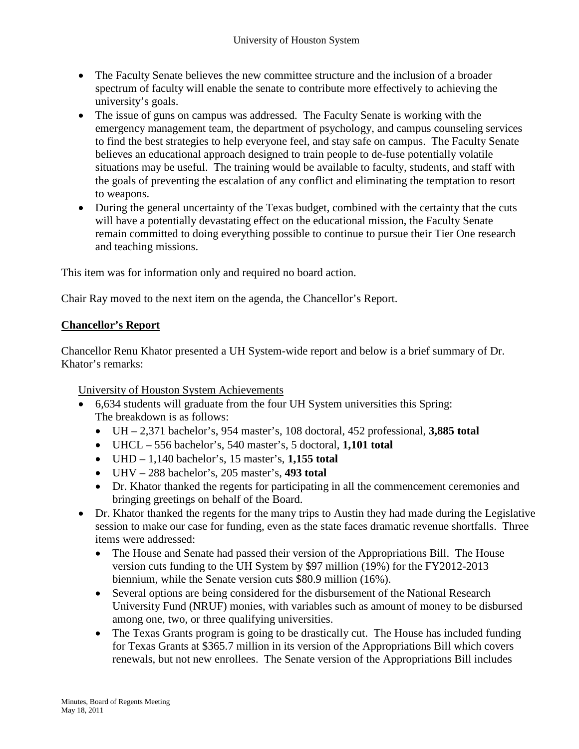- The Faculty Senate believes the new committee structure and the inclusion of a broader spectrum of faculty will enable the senate to contribute more effectively to achieving the university's goals.
- The issue of guns on campus was addressed. The Faculty Senate is working with the emergency management team, the department of psychology, and campus counseling services to find the best strategies to help everyone feel, and stay safe on campus. The Faculty Senate believes an educational approach designed to train people to de-fuse potentially volatile situations may be useful. The training would be available to faculty, students, and staff with the goals of preventing the escalation of any conflict and eliminating the temptation to resort to weapons.
- During the general uncertainty of the Texas budget, combined with the certainty that the cuts will have a potentially devastating effect on the educational mission, the Faculty Senate remain committed to doing everything possible to continue to pursue their Tier One research and teaching missions.

This item was for information only and required no board action.

Chair Ray moved to the next item on the agenda, the Chancellor's Report.

## Chancellor's Report

Chancellor Renu Khator presented a UH System-wide report and below is a brief summary of Dr. Khator's remarks:

University of Houston System Achievements

- 6,634 students will graduate from the four UH System universities this Spring: The breakdown is as follows:
  - UH – 2,371 bachelor's, 954 master's, 108 doctoral, 452 professional, **3,885 total**
  - UHCL – 556 bachelor's, 540 master's, 5 doctoral, **1,101 total**
  - UHD – 1,140 bachelor's, 15 master's, **1,155 total**
  - UHV – 288 bachelor's, 205 master's, **493 total**
  - Dr. Khator thanked the regents for participating in all the commencement ceremonies and bringing greetings on behalf of the Board.
- Dr. Khator thanked the regents for the many trips to Austin they had made during the Legislative session to make our case for funding, even as the state faces dramatic revenue shortfalls. Three items were addressed:
  - The House and Senate had passed their version of the Appropriations Bill. The House version cuts funding to the UH System by $97 million (19%) for the FY2012-2013 biennium, while the Senate version cuts $80.9 million (16%).
  - Several options are being considered for the disbursement of the National Research University Fund (NRUF) monies, with variables such as amount of money to be disbursed among one, two, or three qualifying universities.
  - The Texas Grants program is going to be drastically cut. The House has included funding for Texas Grants at $365.7 million in its version of the Appropriations Bill which covers renewals, but not new enrollees. The Senate version of the Appropriations Bill includes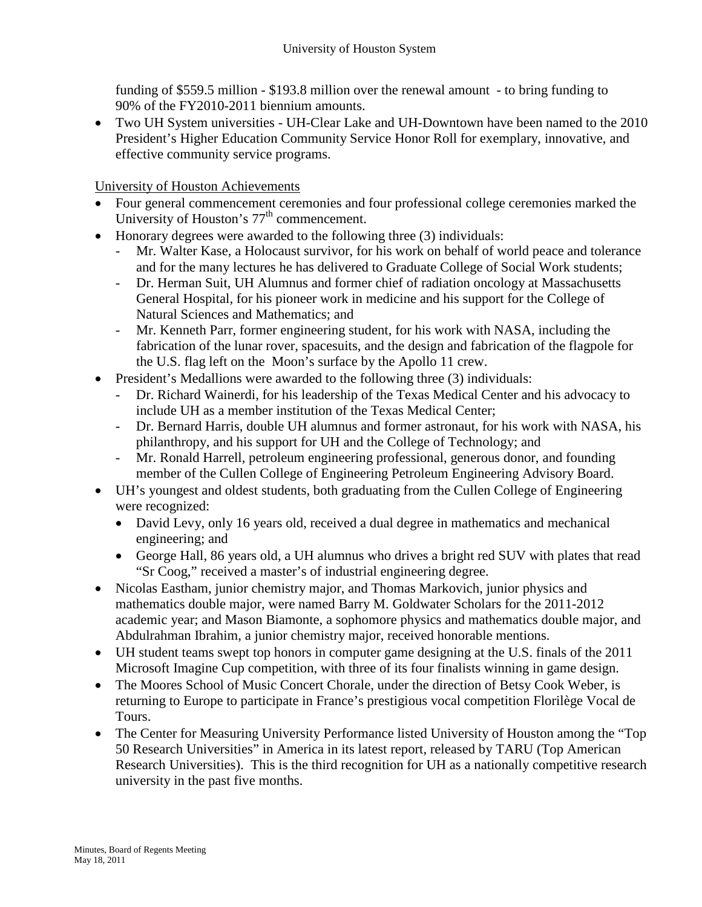funding of $559.5 million - $193.8 million over the renewal amount - to bring funding to 90% of the FY2010-2011 biennium amounts.

- Two UH System universities - UH-Clear Lake and UH-Downtown have been named to the 2010 President's Higher Education Community Service Honor Roll for exemplary, innovative, and effective community service programs.

<u>University of Houston Achievements</u>

- Four general commencement ceremonies and four professional college ceremonies marked the University of Houston's 77th commencement.
- Honorary degrees were awarded to the following three (3) individuals:
  - Mr. Walter Kase, a Holocaust survivor, for his work on behalf of world peace and tolerance and for the many lectures he has delivered to Graduate College of Social Work students;
  - Dr. Herman Suit, UH Alumnus and former chief of radiation oncology at Massachusetts General Hospital, for his pioneer work in medicine and his support for the College of Natural Sciences and Mathematics; and
  - Mr. Kenneth Parr, former engineering student, for his work with NASA, including the fabrication of the lunar rover, spacesuits, and the design and fabrication of the flagpole for the U.S. flag left on the Moon's surface by the Apollo 11 crew.
- President's Medallions were awarded to the following three (3) individuals:
  - Dr. Richard Wainerdi, for his leadership of the Texas Medical Center and his advocacy to include UH as a member institution of the Texas Medical Center;
  - Dr. Bernard Harris, double UH alumnus and former astronaut, for his work with NASA, his philanthropy, and his support for UH and the College of Technology; and
  - Mr. Ronald Harrell, petroleum engineering professional, generous donor, and founding member of the Cullen College of Engineering Petroleum Engineering Advisory Board.
- UH's youngest and oldest students, both graduating from the Cullen College of Engineering were recognized:
  - David Levy, only 16 years old, received a dual degree in mathematics and mechanical engineering; and
  - George Hall, 86 years old, a UH alumnus who drives a bright red SUV with plates that read "Sr Coog," received a master's of industrial engineering degree.
- Nicolas Eastham, junior chemistry major, and Thomas Markovich, junior physics and mathematics double major, were named Barry M. Goldwater Scholars for the 2011-2012 academic year; and Mason Biamonte, a sophomore physics and mathematics double major, and Abdulrahman Ibrahim, a junior chemistry major, received honorable mentions.
- UH student teams swept top honors in computer game designing at the U.S. finals of the 2011 Microsoft Imagine Cup competition, with three of its four finalists winning in game design.
- The Moores School of Music Concert Chorale, under the direction of Betsy Cook Weber, is returning to Europe to participate in France's prestigious vocal competition Florilège Vocal de Tours.
- The Center for Measuring University Performance listed University of Houston among the "Top 50 Research Universities" in America in its latest report, released by TARU (Top American Research Universities). This is the third recognition for UH as a nationally competitive research university in the past five months.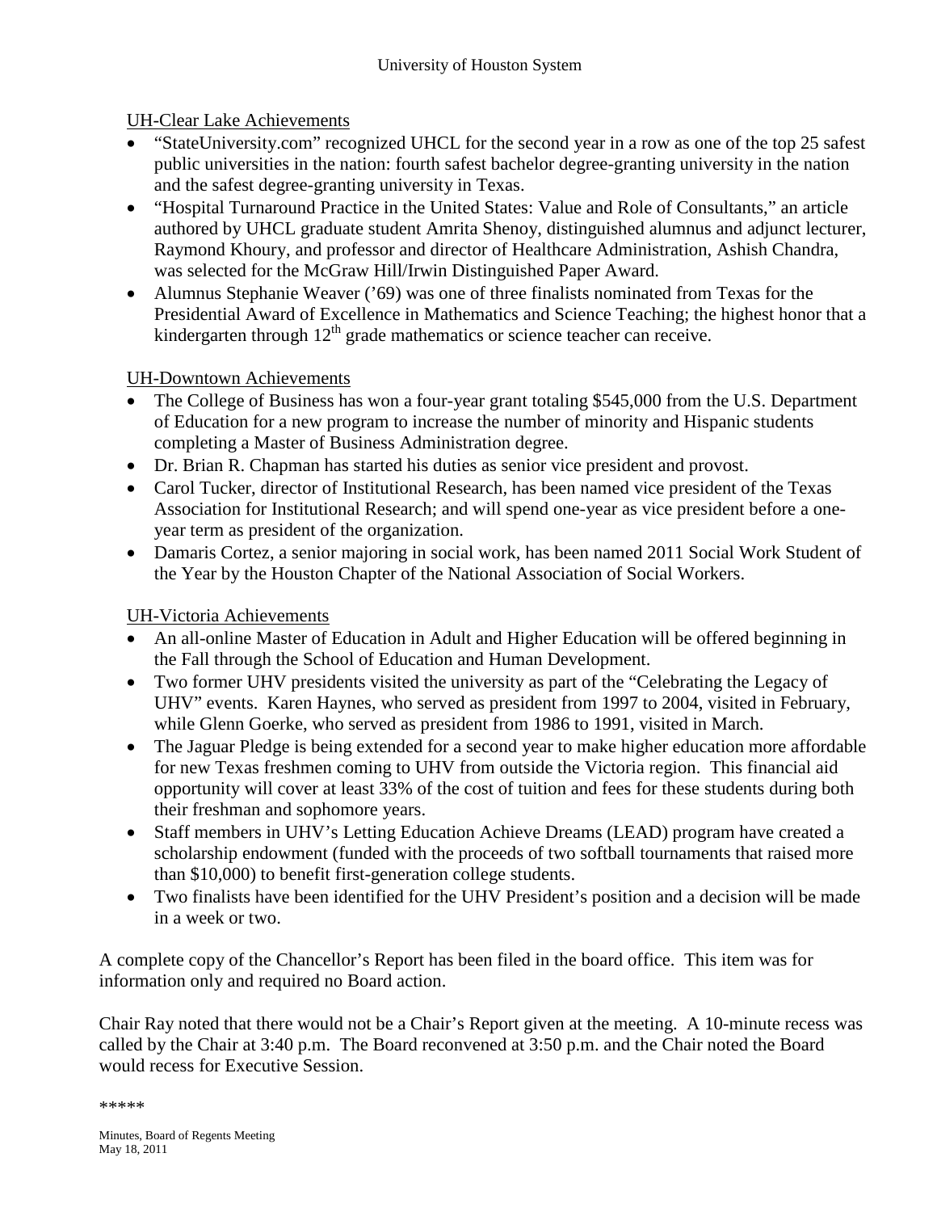UH-Clear Lake Achievements

- "StateUniversity.com" recognized UHCL for the second year in a row as one of the top 25 safest public universities in the nation: fourth safest bachelor degree-granting university in the nation and the safest degree-granting university in Texas.
- "Hospital Turnaround Practice in the United States: Value and Role of Consultants," an article authored by UHCL graduate student Amrita Shenoy, distinguished alumnus and adjunct lecturer, Raymond Khoury, and professor and director of Healthcare Administration, Ashish Chandra, was selected for the McGraw Hill/Irwin Distinguished Paper Award.
- Alumnus Stephanie Weaver ('69) was one of three finalists nominated from Texas for the Presidential Award of Excellence in Mathematics and Science Teaching; the highest honor that a kindergarten through 12th grade mathematics or science teacher can receive.

UH-Downtown Achievements

- The College of Business has won a four-year grant totaling $545,000 from the U.S. Department of Education for a new program to increase the number of minority and Hispanic students completing a Master of Business Administration degree.
- Dr. Brian R. Chapman has started his duties as senior vice president and provost.
- Carol Tucker, director of Institutional Research, has been named vice president of the Texas Association for Institutional Research; and will spend one-year as vice president before a one-year term as president of the organization.
- Damaris Cortez, a senior majoring in social work, has been named 2011 Social Work Student of the Year by the Houston Chapter of the National Association of Social Workers.

UH-Victoria Achievements

- An all-online Master of Education in Adult and Higher Education will be offered beginning in the Fall through the School of Education and Human Development.
- Two former UHV presidents visited the university as part of the "Celebrating the Legacy of UHV" events. Karen Haynes, who served as president from 1997 to 2004, visited in February, while Glenn Goerke, who served as president from 1986 to 1991, visited in March.
- The Jaguar Pledge is being extended for a second year to make higher education more affordable for new Texas freshmen coming to UHV from outside the Victoria region. This financial aid opportunity will cover at least 33% of the cost of tuition and fees for these students during both their freshman and sophomore years.
- Staff members in UHV's Letting Education Achieve Dreams (LEAD) program have created a scholarship endowment (funded with the proceeds of two softball tournaments that raised more than $10,000) to benefit first-generation college students.
- Two finalists have been identified for the UHV President's position and a decision will be made in a week or two.

A complete copy of the Chancellor's Report has been filed in the board office. This item was for information only and required no Board action.

Chair Ray noted that there would not be a Chair's Report given at the meeting. A 10-minute recess was called by the Chair at 3:40 p.m. The Board reconvened at 3:50 p.m. and the Chair noted the Board would recess for Executive Session.

*****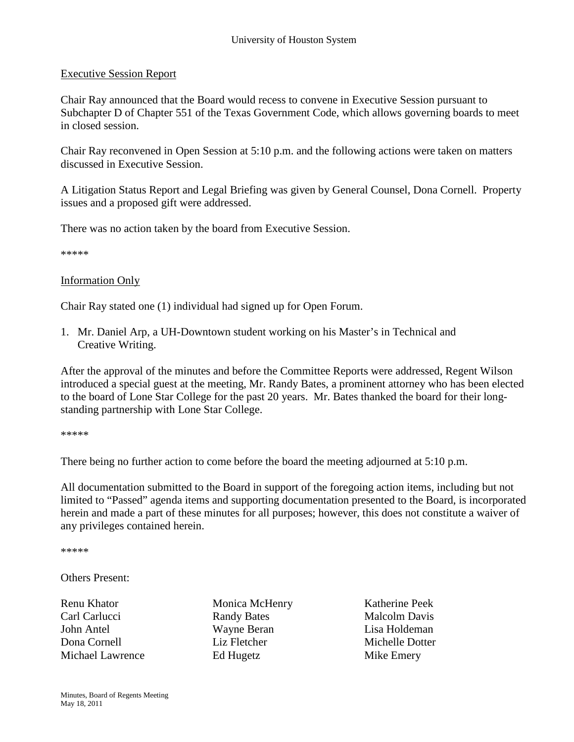Executive Session Report

Chair Ray announced that the Board would recess to convene in Executive Session pursuant to Subchapter D of Chapter 551 of the Texas Government Code, which allows governing boards to meet in closed session.

Chair Ray reconvened in Open Session at 5:10 p.m. and the following actions were taken on matters discussed in Executive Session.

A Litigation Status Report and Legal Briefing was given by General Counsel, Dona Cornell. Property issues and a proposed gift were addressed.

There was no action taken by the board from Executive Session.

*****

Information Only

Chair Ray stated one (1) individual had signed up for Open Forum.

1. Mr. Daniel Arp, a UH-Downtown student working on his Master's in Technical and Creative Writing.

After the approval of the minutes and before the Committee Reports were addressed, Regent Wilson introduced a special guest at the meeting, Mr. Randy Bates, a prominent attorney who has been elected to the board of Lone Star College for the past 20 years. Mr. Bates thanked the board for their long-standing partnership with Lone Star College.

*****

There being no further action to come before the board the meeting adjourned at 5:10 p.m.

All documentation submitted to the Board in support of the foregoing action items, including but not limited to "Passed" agenda items and supporting documentation presented to the Board, is incorporated herein and made a part of these minutes for all purposes; however, this does not constitute a waiver of any privileges contained herein.

*****

Others Present:

| | | |
|---|---|---|
| Renu Khator | Monica McHenry | Katherine Peek |
| Carl Carlucci | Randy Bates | Malcolm Davis |
| John Antel | Wayne Beran | Lisa Holdeman |
| Dona Cornell | Liz Fletcher | Michelle Dotter |
| Michael Lawrence | Ed Hugetz | Mike Emery |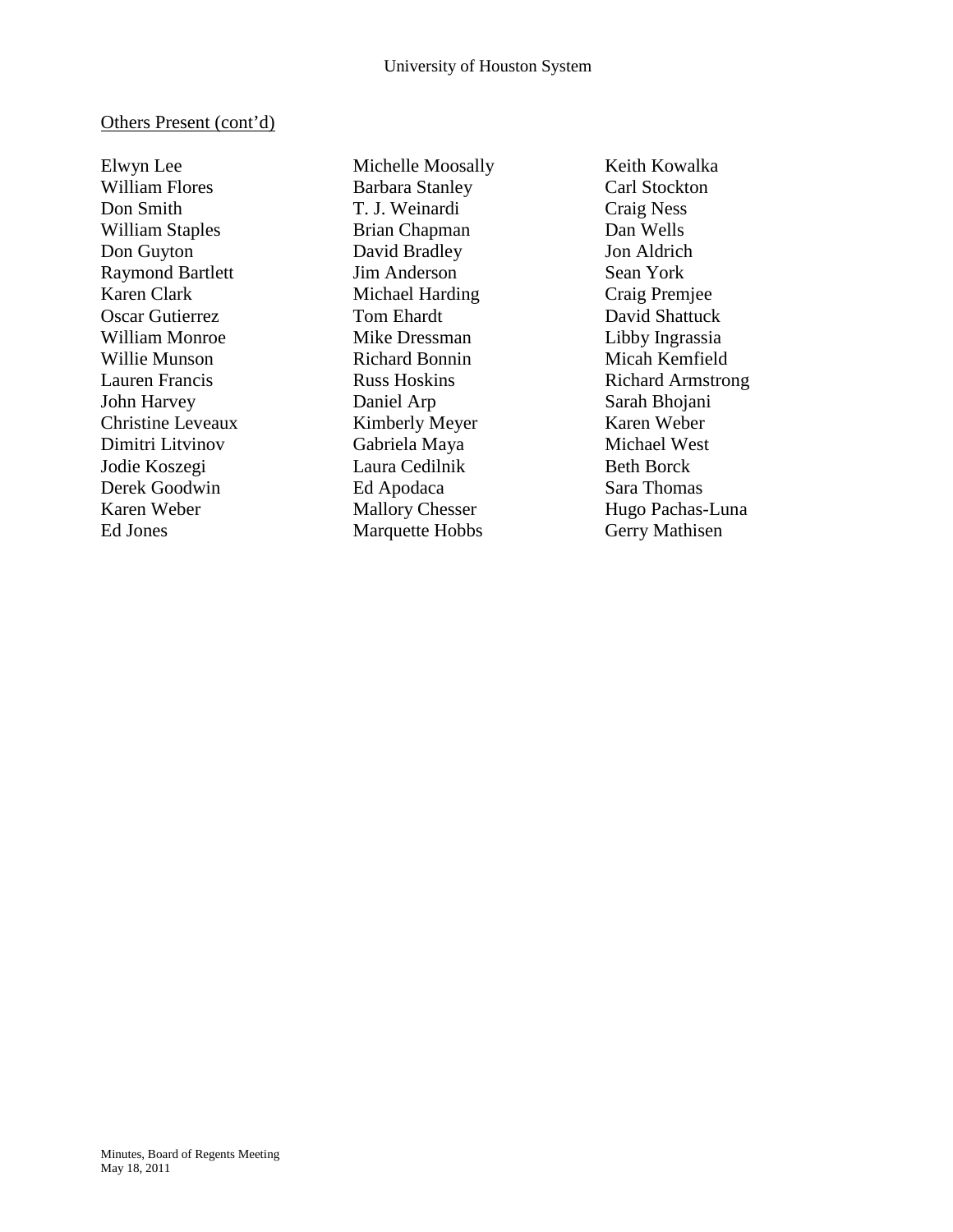Others Present (cont'd)

Elwyn Lee
William Flores
Don Smith
William Staples
Don Guyton
Raymond Bartlett
Karen Clark
Oscar Gutierrez
William Monroe
Willie Munson
Lauren Francis
John Harvey
Christine Leveaux
Dimitri Litvinov
Jodie Koszegi
Derek Goodwin
Karen Weber
Ed Jones

Michelle Moosally
Barbara Stanley
T. J. Weinardi
Brian Chapman
David Bradley
Jim Anderson
Michael Harding
Tom Ehardt
Mike Dressman
Richard Bonnin
Russ Hoskins
Daniel Arp
Kimberly Meyer
Gabriela Maya
Laura Cedilnik
Ed Apodaca
Mallory Chesser
Marquette Hobbs

Keith Kowalka
Carl Stockton
Craig Ness
Dan Wells
Jon Aldrich
Sean York
Craig Premjee
David Shattuck
Libby Ingrassia
Micah Kemfield
Richard Armstrong
Sarah Bhojani
Karen Weber
Michael West
Beth Borck
Sara Thomas
Hugo Pachas-Luna
Gerry Mathisen